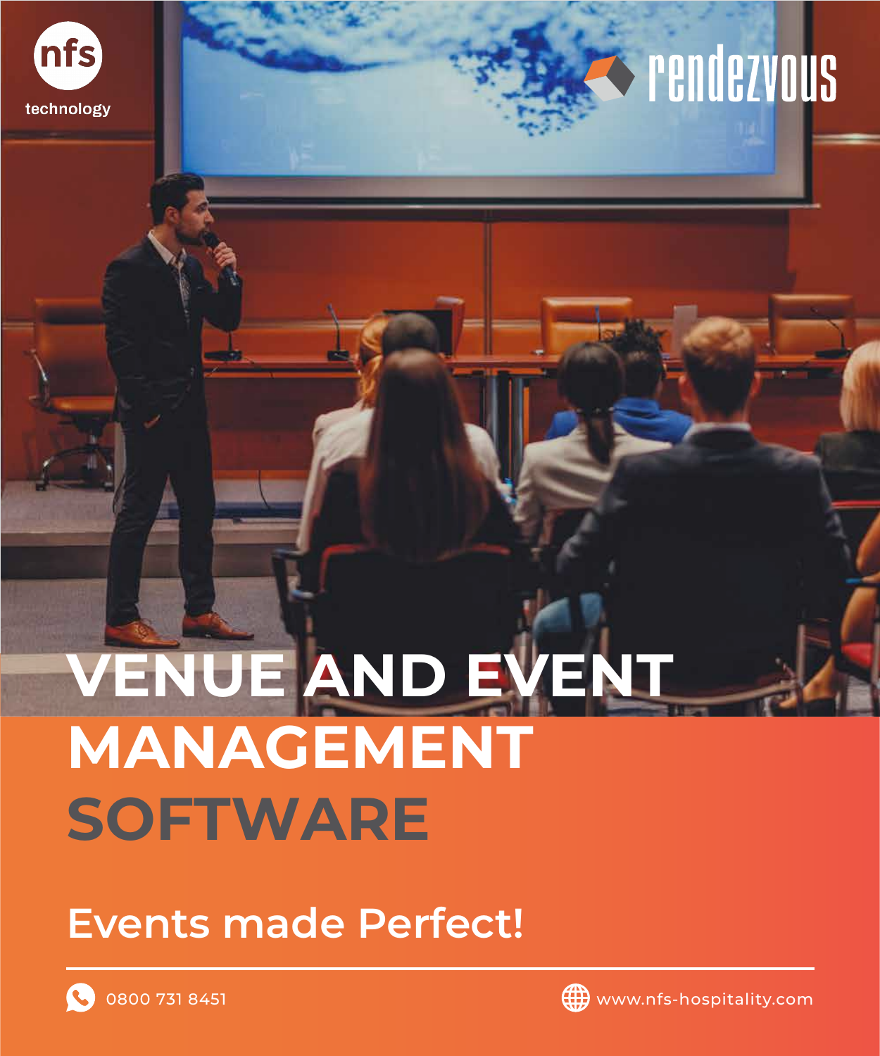nfs technology

rendezvous

# VENUE AND EVENT MANAGEMENT SOFTWARE

## Events made Perfect!

0800 731 8451

www.nfs-hospitality.com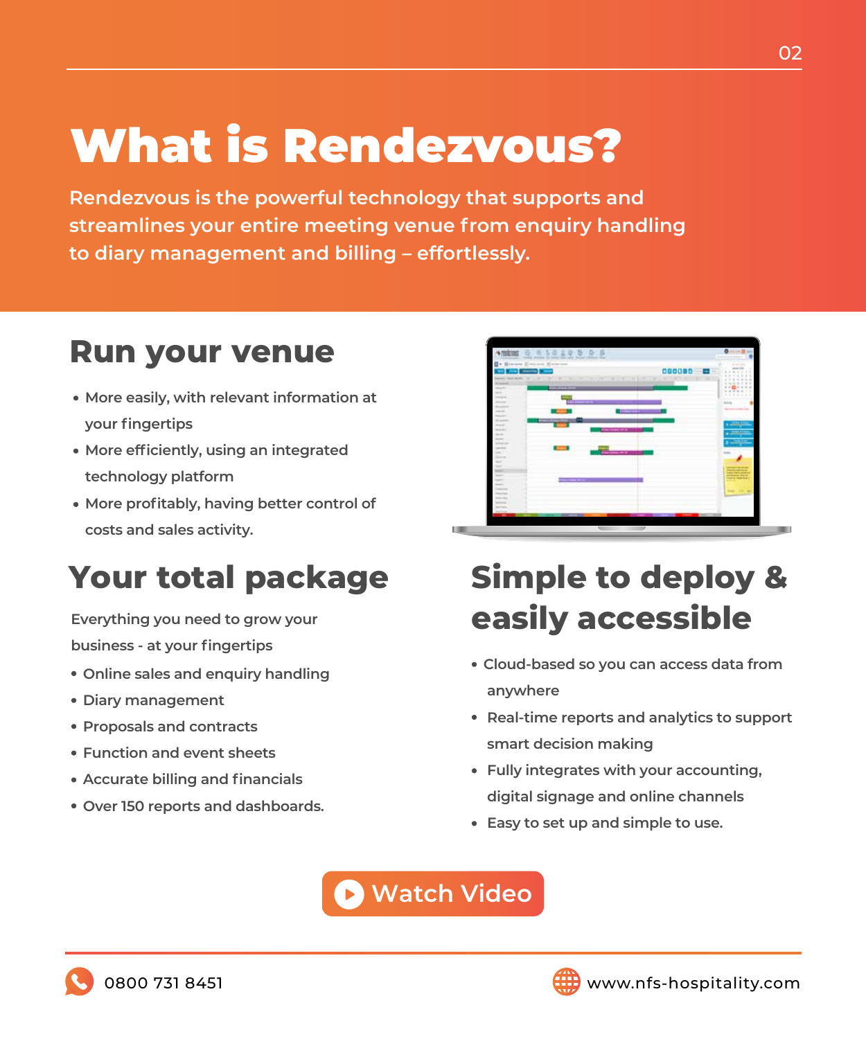# What is Rendezvous?

**Rendezvous is the powerful technology that supports and streamlines your entire meeting venue from enquiry handling to diary management and billing – effortlessly.**

## Run your venue

- More easily, with relevant information at your fingertips
- More efficiently, using an integrated technology platform
- More profitably, having better control of costs and sales activity.

## Your total package

Everything you need to grow your business - at your fingertips

- Online sales and enquiry handling
- Diary management
- Proposals and contracts
- Function and event sheets
- Accurate billing and financials
- Over 150 reports and dashboards.

## Simple to deploy & easily accessible

- Cloud-based so you can access data from anywhere
- Real-time reports and analytics to support smart decision making
- Fully integrates with your accounting, digital signage and online channels
- Easy to set up and simple to use.

Watch Video

0800 731 8451

www.nfs-hospitality.com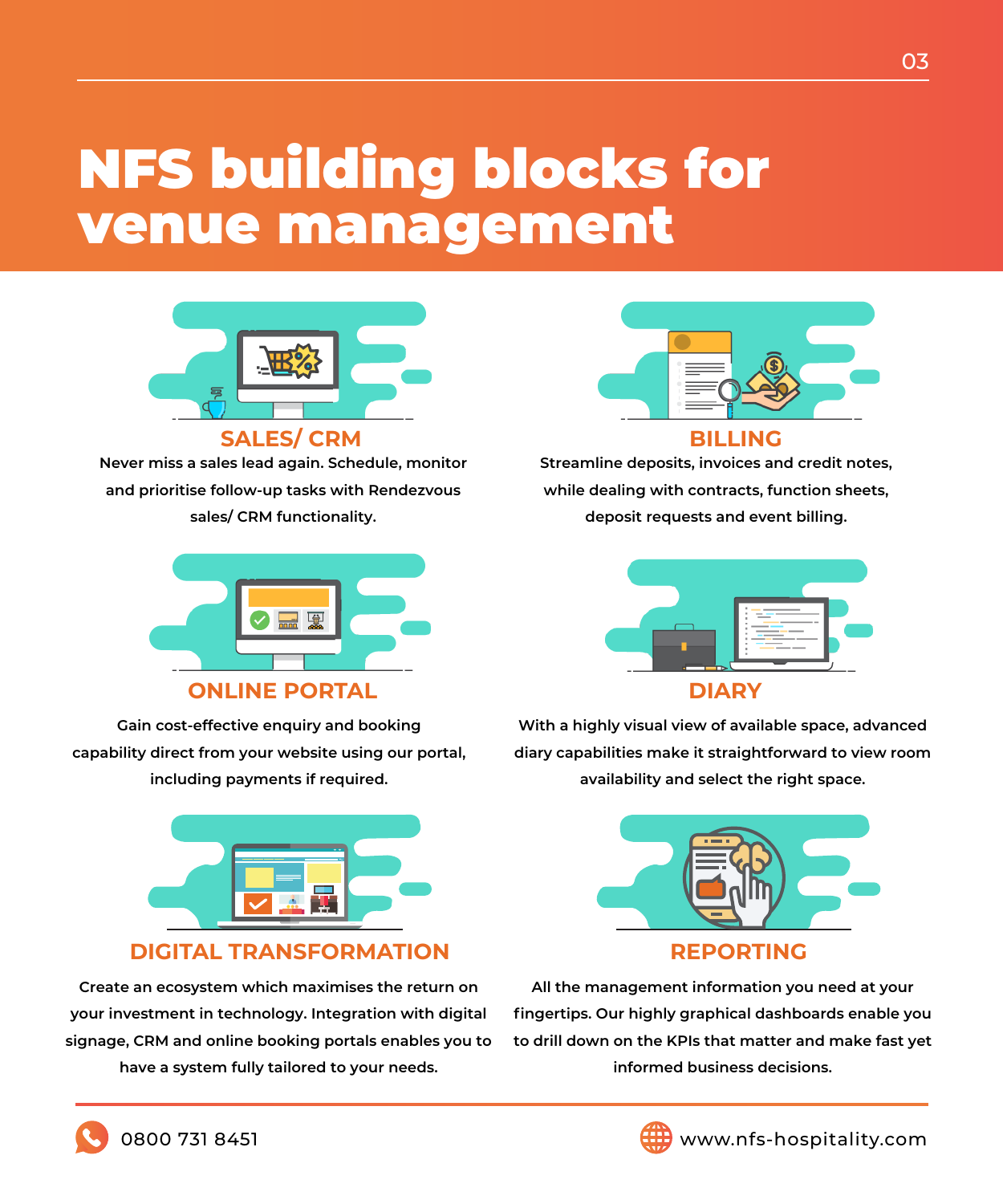# NFS building blocks for venue management

## SALES/ CRM

Never miss a sales lead again. Schedule, monitor and prioritise follow-up tasks with Rendezvous sales/ CRM functionality.

## BILLING

Streamline deposits, invoices and credit notes, while dealing with contracts, function sheets, deposit requests and event billing.

## ONLINE PORTAL

Gain cost-effective enquiry and booking capability direct from your website using our portal, including payments if required.

## DIARY

With a highly visual view of available space, advanced diary capabilities make it straightforward to view room availability and select the right space.

## DIGITAL TRANSFORMATION

Create an ecosystem which maximises the return on your investment in technology. Integration with digital signage, CRM and online booking portals enables you to have a system fully tailored to your needs.

## REPORTING

All the management information you need at your fingertips. Our highly graphical dashboards enable you to drill down on the KPIs that matter and make fast yet informed business decisions.

0800 731 8451

www.nfs-hospitality.com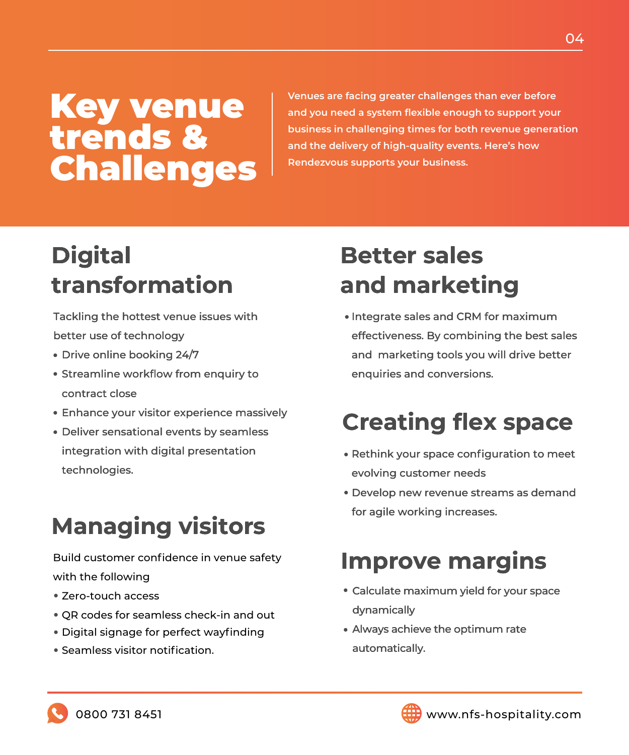# Key venue trends & Challenges

Venues are facing greater challenges than ever before and you need a system flexible enough to support your business in challenging times for both revenue generation and the delivery of high-quality events. Here's how Rendezvous supports your business.

## Digital transformation

Tackling the hottest venue issues with better use of technology

- Drive online booking 24/7
- Streamline workflow from enquiry to contract close
- Enhance your visitor experience massively
- Deliver sensational events by seamless integration with digital presentation technologies.

## Managing visitors

Build customer confidence in venue safety with the following

- Zero-touch access
- QR codes for seamless check-in and out
- Digital signage for perfect wayfinding
- Seamless visitor notification.

## Better sales and marketing

- Integrate sales and CRM for maximum effectiveness. By combining the best sales and marketing tools you will drive better enquiries and conversions.

## Creating flex space

- Rethink your space configuration to meet evolving customer needs
- Develop new revenue streams as demand for agile working increases.

## Improve margins

- Calculate maximum yield for your space dynamically
- Always achieve the optimum rate automatically.

0800 731 8451

www.nfs-hospitality.com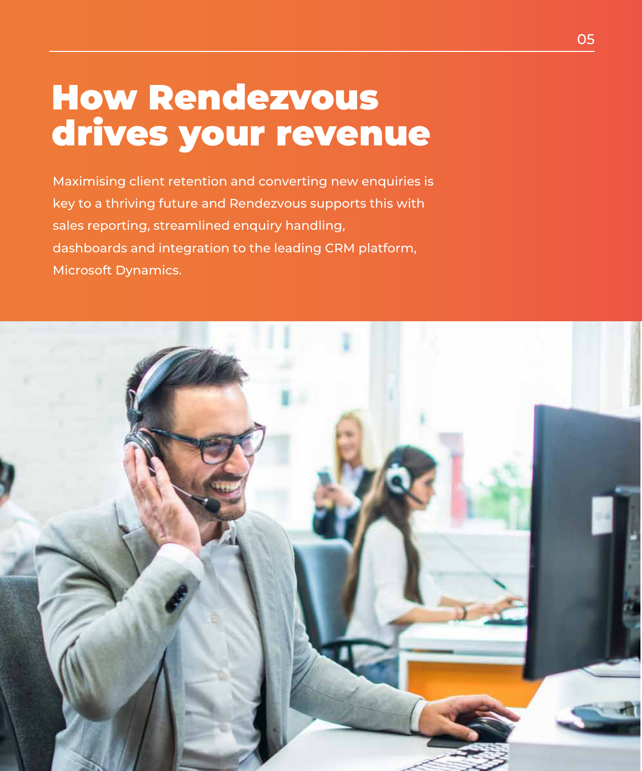# How Rendezvous drives your revenue

Maximising client retention and converting new enquiries is key to a thriving future and Rendezvous supports this with sales reporting, streamlined enquiry handling, dashboards and integration to the leading CRM platform, Microsoft Dynamics.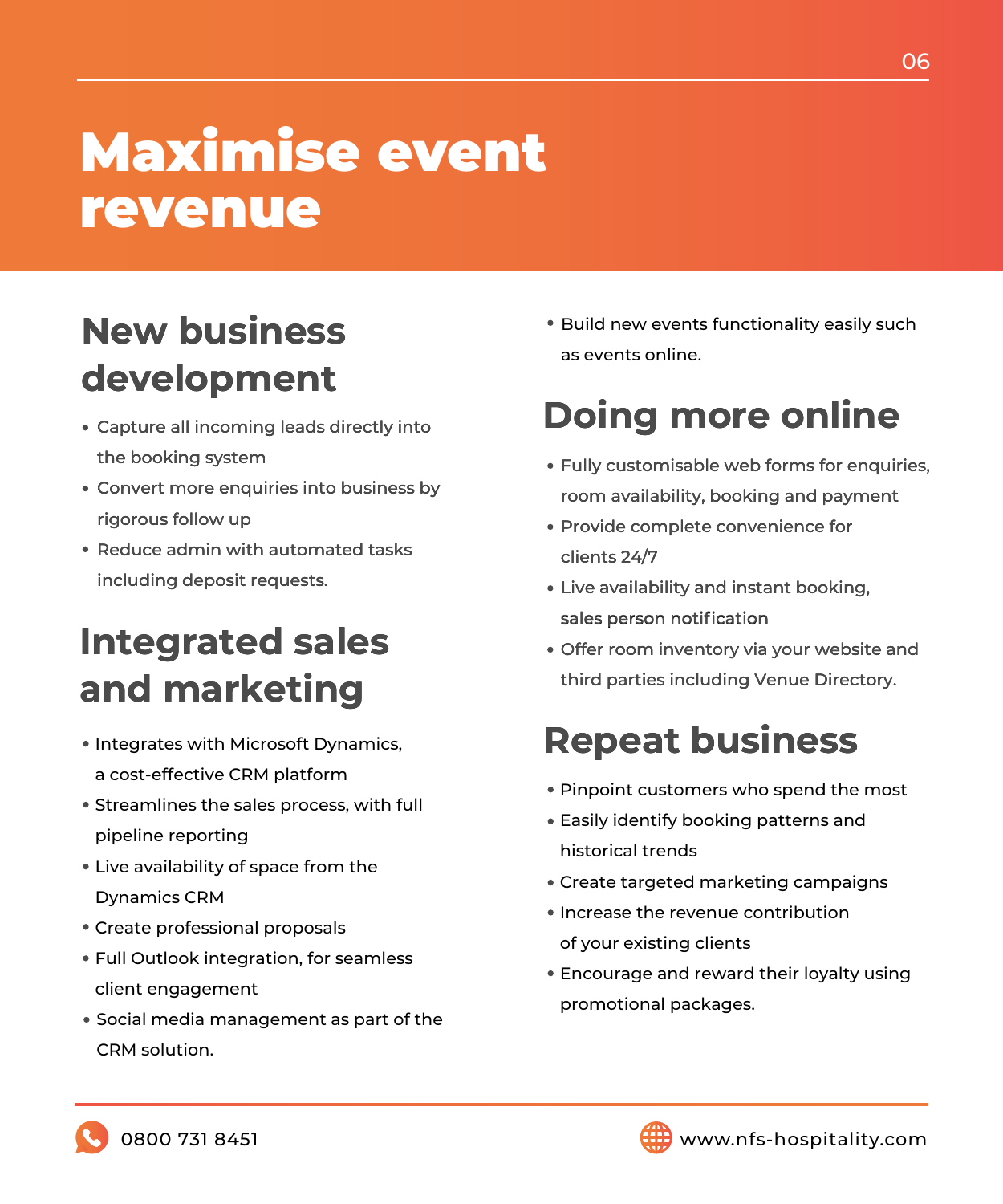# Maximise event revenue

## New business development

- Capture all incoming leads directly into the booking system
- Convert more enquiries into business by rigorous follow up
- Reduce admin with automated tasks including deposit requests.

## Integrated sales and marketing

- Integrates with Microsoft Dynamics, a cost-effective CRM platform
- Streamlines the sales process, with full pipeline reporting
- Live availability of space from the Dynamics CRM
- Create professional proposals
- Full Outlook integration, for seamless client engagement
- Social media management as part of the CRM solution.
- Build new events functionality easily such as events online.

## Doing more online

- Fully customisable web forms for enquiries, room availability, booking and payment
- Provide complete convenience for clients 24/7
- Live availability and instant booking, sales person notification
- Offer room inventory via your website and third parties including Venue Directory.

## Repeat business

- Pinpoint customers who spend the most
- Easily identify booking patterns and historical trends
- Create targeted marketing campaigns
- Increase the revenue contribution of your existing clients
- Encourage and reward their loyalty using promotional packages.

0800 731 8451

www.nfs-hospitality.com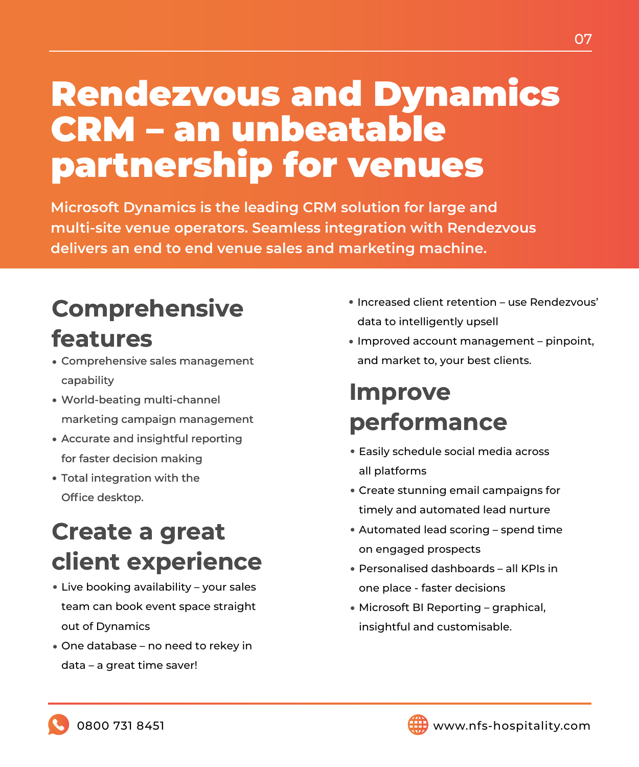# Rendezvous and Dynamics CRM – an unbeatable partnership for venues

**Microsoft Dynamics is the leading CRM solution for large and multi-site venue operators. Seamless integration with Rendezvous delivers an end to end venue sales and marketing machine.**

## Comprehensive features

- Comprehensive sales management capability
- World-beating multi-channel marketing campaign management
- Accurate and insightful reporting for faster decision making
- Total integration with the Office desktop.

## Create a great client experience

- Live booking availability – your sales team can book event space straight out of Dynamics
- One database – no need to rekey in data – a great time saver!
- Increased client retention – use Rendezvous' data to intelligently upsell
- Improved account management – pinpoint, and market to, your best clients.

## Improve performance

- Easily schedule social media across all platforms
- Create stunning email campaigns for timely and automated lead nurture
- Automated lead scoring – spend time on engaged prospects
- Personalised dashboards – all KPIs in one place - faster decisions
- Microsoft BI Reporting – graphical, insightful and customisable.

0800 731 8451

www.nfs-hospitality.com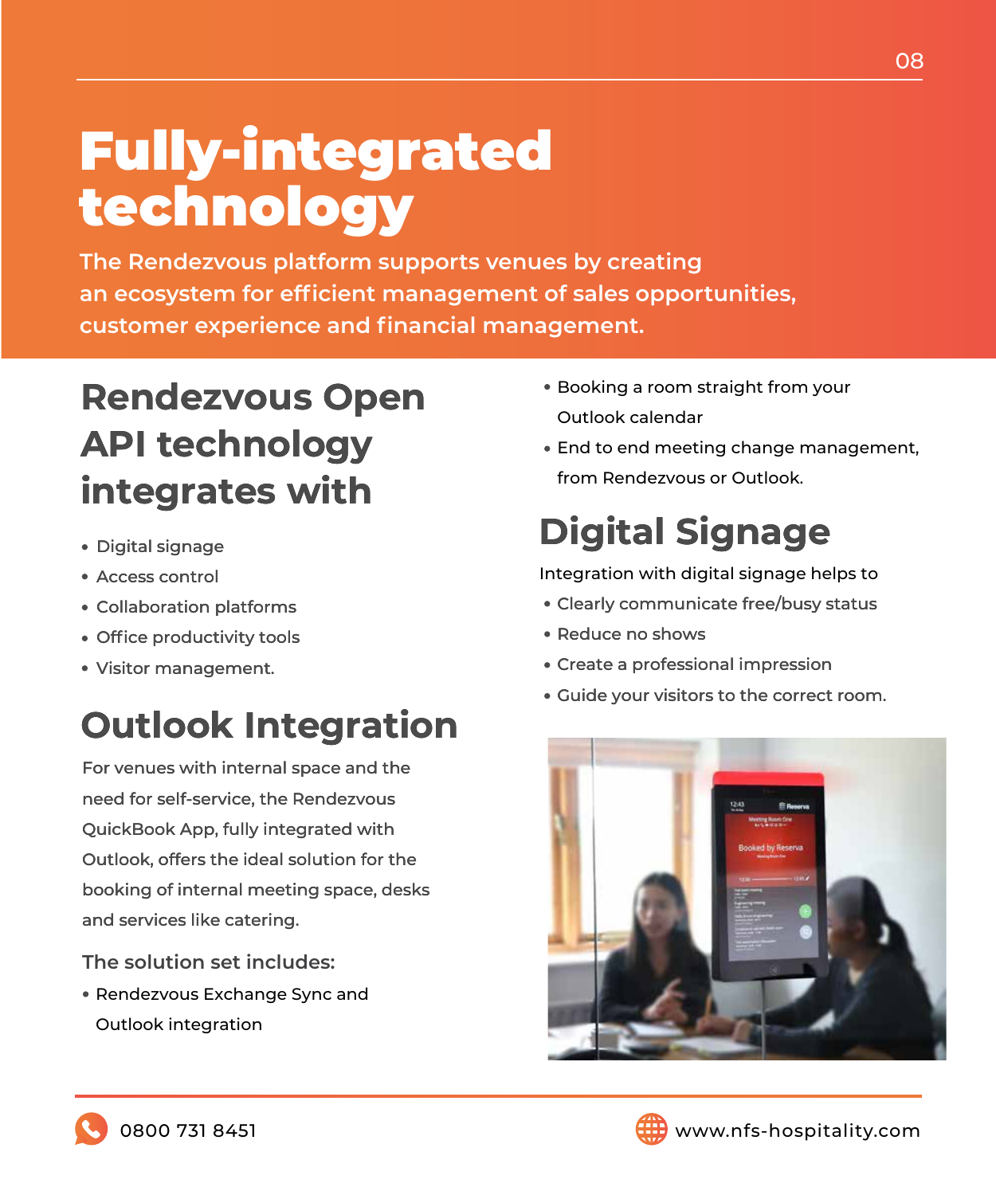# Fully-integrated technology

**The Rendezvous platform supports venues by creating an ecosystem for efficient management of sales opportunities, customer experience and financial management.**

## Rendezvous Open API technology integrates with

- Digital signage
- Access control
- Collaboration platforms
- Office productivity tools
- Visitor management.

## Outlook Integration

For venues with internal space and the need for self-service, the Rendezvous QuickBook App, fully integrated with Outlook, offers the ideal solution for the booking of internal meeting space, desks and services like catering.

### The solution set includes:

- Rendezvous Exchange Sync and Outlook integration
- Booking a room straight from your Outlook calendar
- End to end meeting change management, from Rendezvous or Outlook.

## Digital Signage

Integration with digital signage helps to

- Clearly communicate free/busy status
- Reduce no shows
- Create a professional impression
- Guide your visitors to the correct room.

0800 731 8451

www.nfs-hospitality.com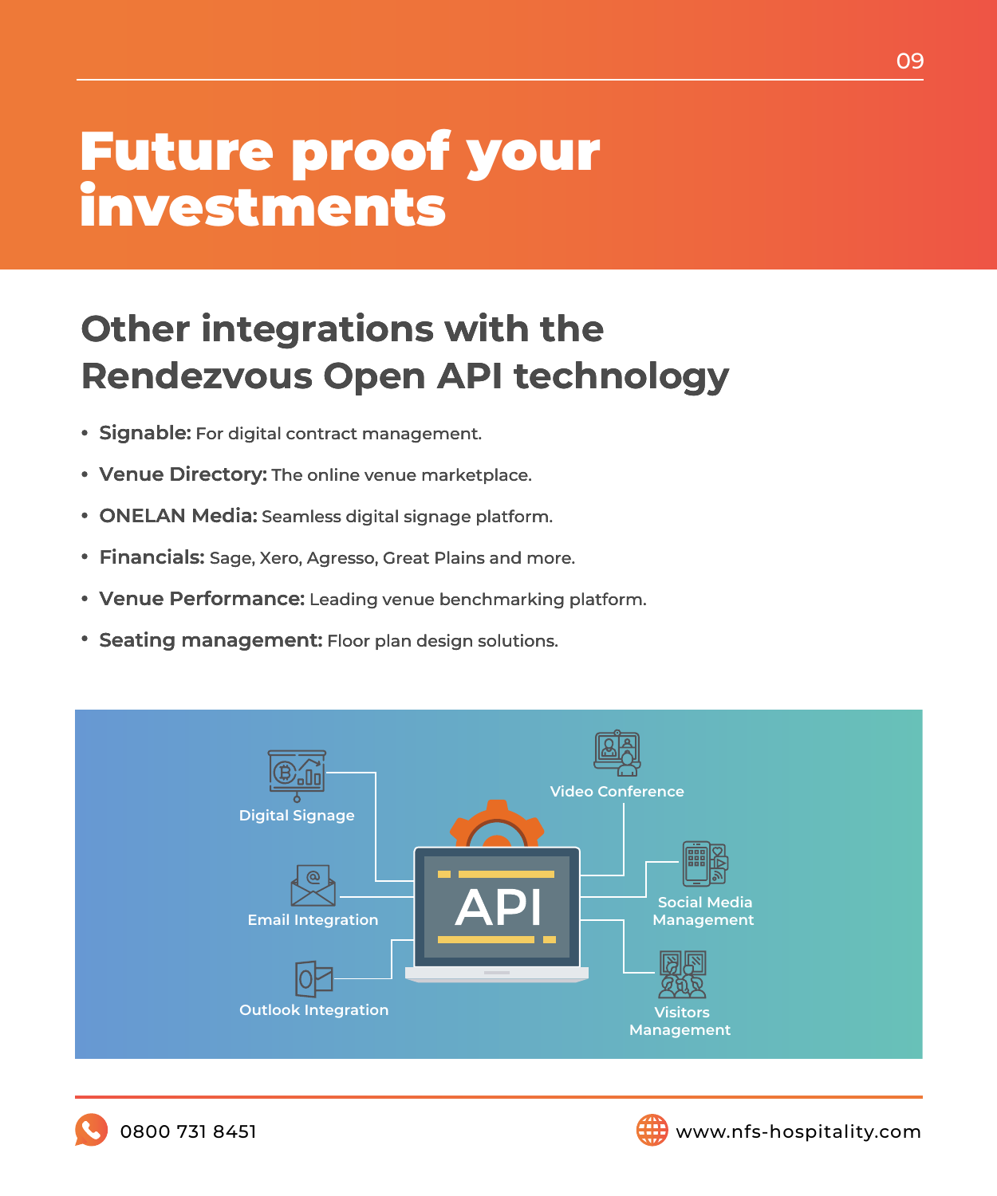# Future proof your investments

## Other integrations with the Rendezvous Open API technology

- **Signable:** For digital contract management.
- **Venue Directory:** The online venue marketplace.
- **ONELAN Media:** Seamless digital signage platform.
- **Financials:** Sage, Xero, Agresso, Great Plains and more.
- **Venue Performance:** Leading venue benchmarking platform.
- **Seating management:** Floor plan design solutions.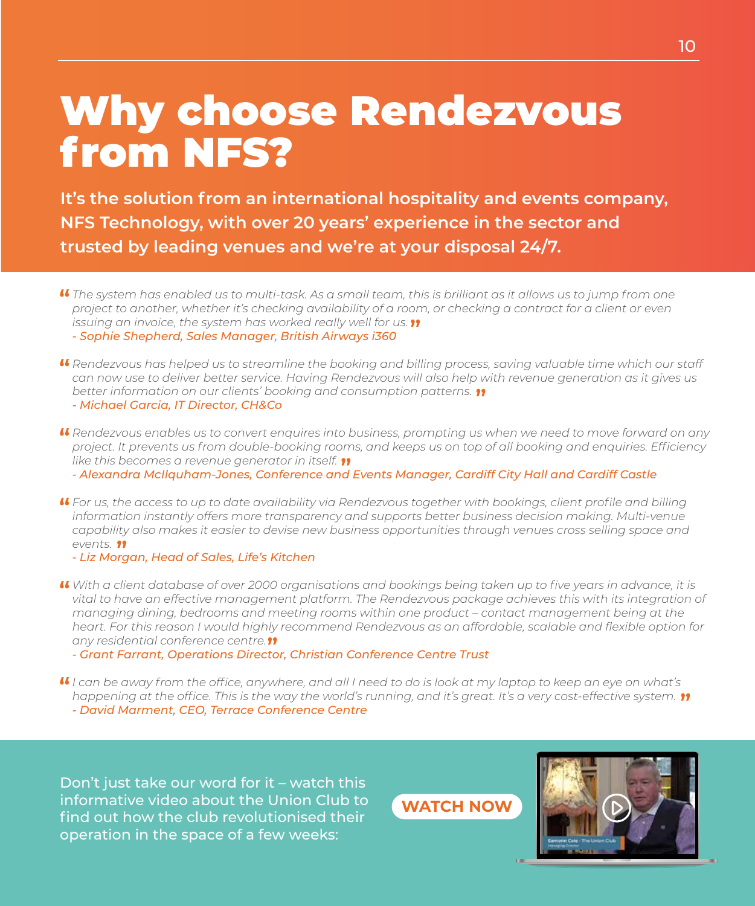# Why choose Rendezvous from NFS?

**It's the solution from an international hospitality and events company, NFS Technology, with over 20 years' experience in the sector and trusted by leading venues and we're at your disposal 24/7.**

*" The system has enabled us to multi-task. As a small team, this is brilliant as it allows us to jump from one project to another, whether it's checking availability of a room, or checking a contract for a client or even issuing an invoice, the system has worked really well for us. "*
*- Sophie Shepherd, Sales Manager, British Airways i360*

*" Rendezvous has helped us to streamline the booking and billing process, saving valuable time which our staff can now use to deliver better service. Having Rendezvous will also help with revenue generation as it gives us better information on our clients' booking and consumption patterns. "*
*- Michael Garcia, IT Director, CH&Co*

*" Rendezvous enables us to convert enquires into business, prompting us when we need to move forward on any project. It prevents us from double-booking rooms, and keeps us on top of all booking and enquiries. Efficiency like this becomes a revenue generator in itself. "*
*- Alexandra McIlquham-Jones, Conference and Events Manager, Cardiff City Hall and Cardiff Castle*

*" For us, the access to up to date availability via Rendezvous together with bookings, client profile and billing information instantly offers more transparency and supports better business decision making. Multi-venue capability also makes it easier to devise new business opportunities through venues cross selling space and events. "*
*- Liz Morgan, Head of Sales, Life's Kitchen*

*" With a client database of over 2000 organisations and bookings being taken up to five years in advance, it is vital to have an effective management platform. The Rendezvous package achieves this with its integration of managing dining, bedrooms and meeting rooms within one product – contact management being at the heart. For this reason I would highly recommend Rendezvous as an affordable, scalable and flexible option for any residential conference centre. "*
*- Grant Farrant, Operations Director, Christian Conference Centre Trust*

*" I can be away from the office, anywhere, and all I need to do is look at my laptop to keep an eye on what's happening at the office. This is the way the world's running, and it's great. It's a very cost-effective system. "*
*- David Marment, CEO, Terrace Conference Centre*

Don't just take our word for it – watch this informative video about the Union Club to find out how the club revolutionised their operation in the space of a few weeks:

**WATCH NOW**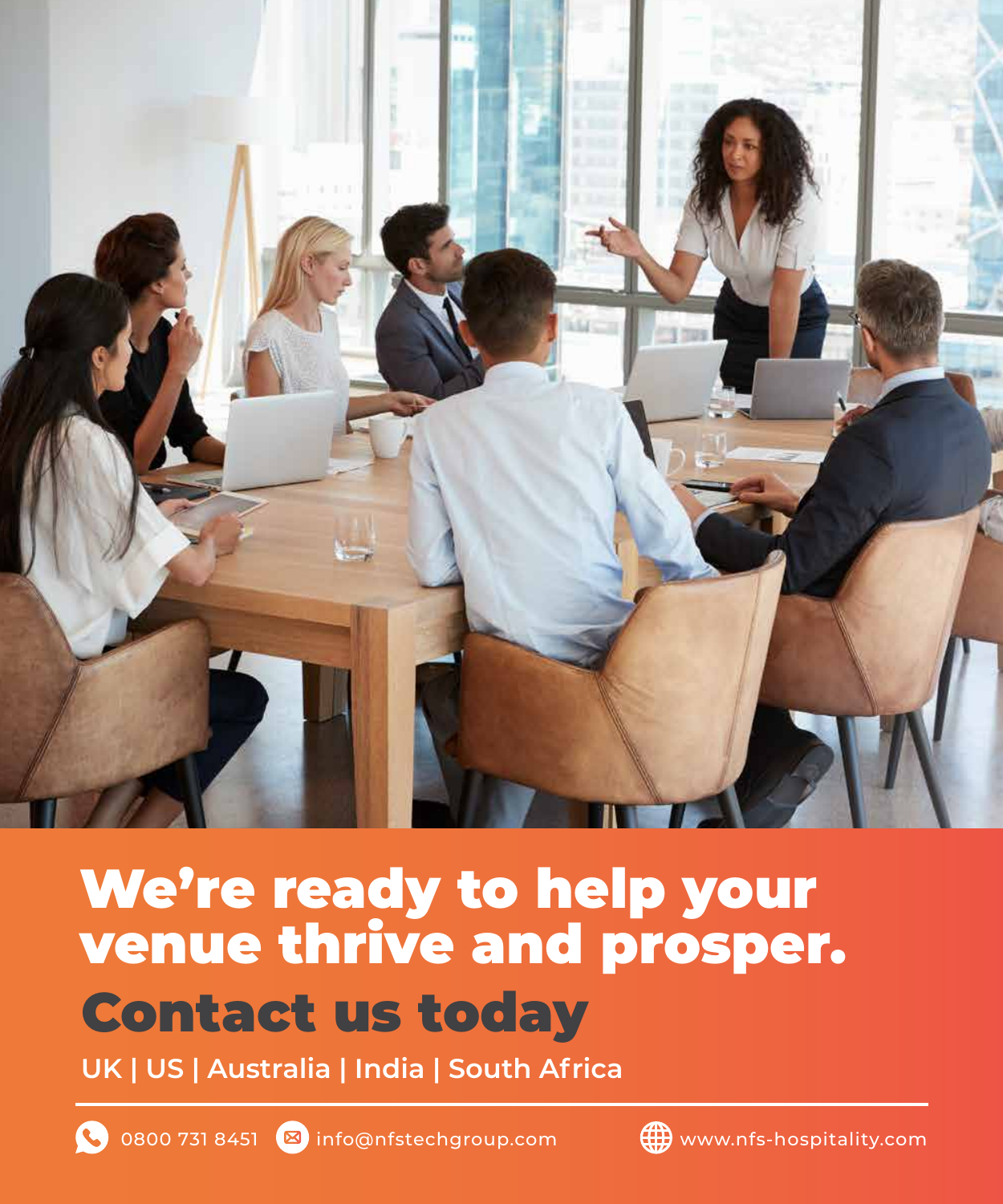# We're ready to help your venue thrive and prosper.

## Contact us today

UK | US | Australia | India | South Africa

0800 731 8451 info@nfstechgroup.com www.nfs-hospitality.com